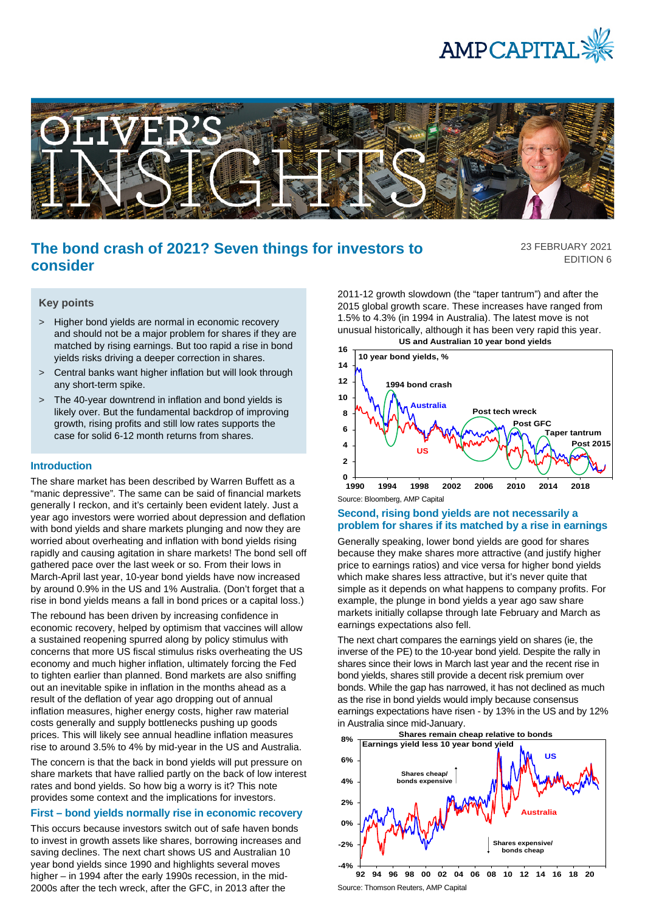# The bond crash of 2021? Seven things for investors to consider

23 FEBRUARY 2021
EDITION 6

## Key points

> Higher bond yields are normal in economic recovery and should not be a major problem for shares if they are matched by rising earnings. But too rapid a rise in bond yields risks driving a deeper correction in shares.

> Central banks want higher inflation but will look through any short-term spike.

> The 40-year downtrend in inflation and bond yields is likely over. But the fundamental backdrop of improving growth, rising profits and still low rates supports the case for solid 6-12 month returns from shares.

## Introduction

The share market has been described by Warren Buffett as a "manic depressive". The same can be said of financial markets generally I reckon, and it's certainly been evident lately. Just a year ago investors were worried about depression and deflation with bond yields and share markets plunging and now they are worried about overheating and inflation with bond yields rising rapidly and causing agitation in share markets! The bond sell off gathered pace over the last week or so. From their lows in March-April last year, 10-year bond yields have now increased by around 0.9% in the US and 1% Australia. (Don't forget that a rise in bond yields means a fall in bond prices or a capital loss.)

The rebound has been driven by increasing confidence in economic recovery, helped by optimism that vaccines will allow a sustained reopening spurred along by policy stimulus with concerns that more US fiscal stimulus risks overheating the US economy and much higher inflation, ultimately forcing the Fed to tighten earlier than planned. Bond markets are also sniffing out an inevitable spike in inflation in the months ahead as a result of the deflation of year ago dropping out of annual inflation measures, higher energy costs, higher raw material costs generally and supply bottlenecks pushing up goods prices. This will likely see annual headline inflation measures rise to around 3.5% to 4% by mid-year in the US and Australia.

The concern is that the back in bond yields will put pressure on share markets that have rallied partly on the back of low interest rates and bond yields. So how big a worry is it? This note provides some context and the implications for investors.

## First – bond yields normally rise in economic recovery

This occurs because investors switch out of safe haven bonds to invest in growth assets like shares, borrowing increases and saving declines. The next chart shows US and Australian 10 year bond yields since 1990 and highlights several moves higher – in 1994 after the early 1990s recession, in the mid-2000s after the tech wreck, after the GFC, in 2013 after the 2011-12 growth slowdown (the "taper tantrum") and after the 2015 global growth scare. These increases have ranged from 1.5% to 4.3% (in 1994 in Australia). The latest move is not unusual historically, although it has been very rapid this year.

**US and Australian 10 year bond yields**

Source: Bloomberg, AMP Capital

## Second, rising bond yields are not necessarily a problem for shares if its matched by a rise in earnings

Generally speaking, lower bond yields are good for shares because they make shares more attractive (and justify higher price to earnings ratios) and vice versa for higher bond yields which make shares less attractive, but it's never quite that simple as it depends on what happens to company profits. For example, the plunge in bond yields a year ago saw share markets initially collapse through late February and March as earnings expectations also fell.

The next chart compares the earnings yield on shares (ie, the inverse of the PE) to the 10-year bond yield. Despite the rally in shares since their lows in March last year and the recent rise in bond yields, shares still provide a decent risk premium over bonds. While the gap has narrowed, it has not declined as much as the rise in bond yields would imply because consensus earnings expectations have risen - by 13% in the US and by 12% in Australia since mid-January.

**Shares remain cheap relative to bonds**

Source: Thomson Reuters, AMP Capital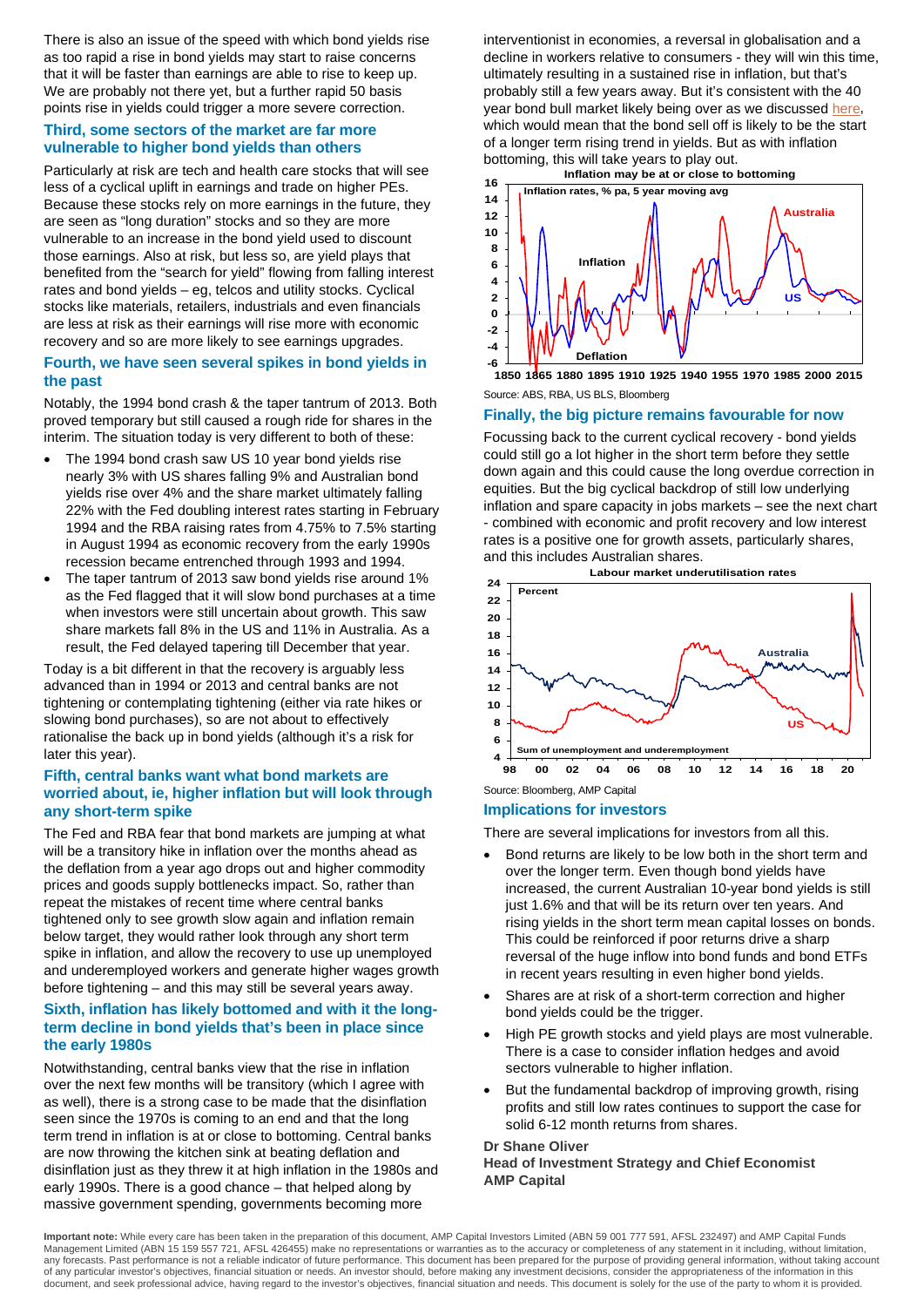There is also an issue of the speed with which bond yields rise as too rapid a rise in bond yields may start to raise concerns that it will be faster than earnings are able to rise to keep up. We are probably not there yet, but a further rapid 50 basis points rise in yields could trigger a more severe correction.

### Third, some sectors of the market are far more vulnerable to higher bond yields than others

Particularly at risk are tech and health care stocks that will see less of a cyclical uplift in earnings and trade on higher PEs. Because these stocks rely on more earnings in the future, they are seen as "long duration" stocks and so they are more vulnerable to an increase in the bond yield used to discount those earnings. Also at risk, but less so, are yield plays that benefited from the "search for yield" flowing from falling interest rates and bond yields – eg, telcos and utility stocks. Cyclical stocks like materials, retailers, industrials and even financials are less at risk as their earnings will rise more with economic recovery and so are more likely to see earnings upgrades.

### Fourth, we have seen several spikes in bond yields in the past

Notably, the 1994 bond crash & the taper tantrum of 2013. Both proved temporary but still caused a rough ride for shares in the interim. The situation today is very different to both of these:

- The 1994 bond crash saw US 10 year bond yields rise nearly 3% with US shares falling 9% and Australian bond yields rise over 4% and the share market ultimately falling 22% with the Fed doubling interest rates starting in February 1994 and the RBA raising rates from 4.75% to 7.5% starting in August 1994 as economic recovery from the early 1990s recession became entrenched through 1993 and 1994.
- The taper tantrum of 2013 saw bond yields rise around 1% as the Fed flagged that it will slow bond purchases at a time when investors were still uncertain about growth. This saw share markets fall 8% in the US and 11% in Australia. As a result, the Fed delayed tapering till December that year.

Today is a bit different in that the recovery is arguably less advanced than in 1994 or 2013 and central banks are not tightening or contemplating tightening (either via rate hikes or slowing bond purchases), so are not about to effectively rationalise the back up in bond yields (although it's a risk for later this year).

### Fifth, central banks want what bond markets are worried about, ie, higher inflation but will look through any short-term spike

The Fed and RBA fear that bond markets are jumping at what will be a transitory hike in inflation over the months ahead as the deflation from a year ago drops out and higher commodity prices and goods supply bottlenecks impact. So, rather than repeat the mistakes of recent time where central banks tightened only to see growth slow again and inflation remain below target, they would rather look through any short term spike in inflation, and allow the recovery to use up unemployed and underemployed workers and generate higher wages growth before tightening – and this may still be several years away.

### Sixth, inflation has likely bottomed and with it the long-term decline in bond yields that's been in place since the early 1980s

Notwithstanding, central banks view that the rise in inflation over the next few months will be transitory (which I agree with as well), there is a strong case to be made that the disinflation seen since the 1970s is coming to an end and that the long term trend in inflation is at or close to bottoming. Central banks are now throwing the kitchen sink at beating deflation and disinflation just as they threw it at high inflation in the 1980s and early 1990s. There is a good chance – that helped along by massive government spending, governments becoming more interventionist in economies, a reversal in globalisation and a decline in workers relative to consumers - they will win this time, ultimately resulting in a sustained rise in inflation, but that's probably still a few years away. But it's consistent with the 40 year bond bull market likely being over as we discussed here, which would mean that the bond sell off is likely to be the start of a longer term rising trend in yields. But as with inflation bottoming, this will take years to play out.

Inflation may be at or close to bottoming

Inflation rates, % pa, 5 year moving avg

16
14
12
10
8
6
4
2
0
-2
-4
-6

Australia
Inflation
US
Deflation

1850 1865 1880 1895 1910 1925 1940 1955 1970 1985 2000 2015

Source: ABS, RBA, US BLS, Bloomberg

### Finally, the big picture remains favourable for now

Focussing back to the current cyclical recovery - bond yields could still go a lot higher in the short term before they settle down again and this could cause the long overdue correction in equities. But the big cyclical backdrop of still low underlying inflation and spare capacity in jobs markets – see the next chart - combined with economic and profit recovery and low interest rates is a positive one for growth assets, particularly shares, and this includes Australian shares.

Labour market underutilisation rates

Percent

24
22
20
18
16
14
12
10
8
6
4

Australia
US
Sum of unemployment and underemployment

98 00 02 04 06 08 10 12 14 16 18 20

Source: Bloomberg, AMP Capital

### Implications for investors

There are several implications for investors from all this.

- Bond returns are likely to be low both in the short term and over the longer term. Even though bond yields have increased, the current Australian 10-year bond yields is still just 1.6% and that will be its return over ten years. And rising yields in the short term mean capital losses on bonds. This could be reinforced if poor returns drive a sharp reversal of the huge inflow into bond funds and bond ETFs in recent years resulting in even higher bond yields.
- Shares are at risk of a short-term correction and higher bond yields could be the trigger.
- High PE growth stocks and yield plays are most vulnerable. There is a case to consider inflation hedges and avoid sectors vulnerable to higher inflation.
- But the fundamental backdrop of improving growth, rising profits and still low rates continues to support the case for solid 6-12 month returns from shares.

**Dr Shane Oliver**
**Head of Investment Strategy and Chief Economist**
**AMP Capital**

**Important note:** While every care has been taken in the preparation of this document, AMP Capital Investors Limited (ABN 59 001 777 591, AFSL 232497) and AMP Capital Funds Management Limited (ABN 15 159 557 721, AFSL 426455) make no representations or warranties as to the accuracy or completeness of any statement in it including, without limitation, any forecasts. Past performance is not a reliable indicator of future performance. This document has been prepared for the purpose of providing general information, without taking account of any particular investor's objectives, financial situation or needs. An investor should, before making any investment decisions, consider the appropriateness of the information in this document, and seek professional advice, having regard to the investor's objectives, financial situation and needs. This document is solely for the use of the party to whom it is provided.